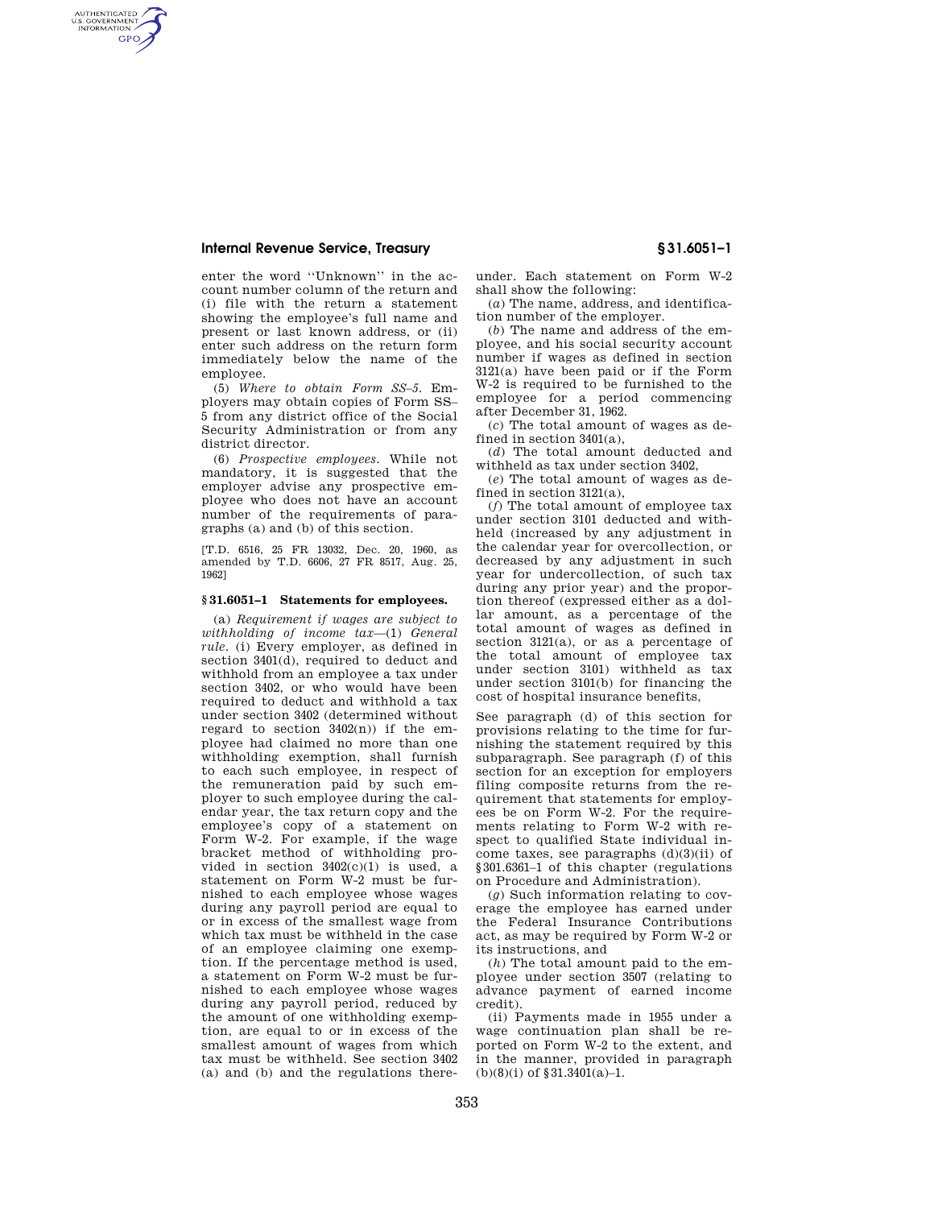enter the word ''Unknown'' in the account number column of the return and (i) file with the return a statement showing the employee's full name and present or last known address, or (ii) enter such address on the return form immediately below the name of the employee.

(5) *Where to obtain Form SS–5.* Employers may obtain copies of Form SS–5 from any district office of the Social Security Administration or from any district director.

(6) *Prospective employees.* While not mandatory, it is suggested that the employer advise any prospective employee who does not have an account number of the requirements of paragraphs (a) and (b) of this section.

[T.D. 6516, 25 FR 13032, Dec. 20, 1960, as amended by T.D. 6606, 27 FR 8517, Aug. 25, 1962]

## § 31.6051–1 Statements for employees.

(a) *Requirement if wages are subject to withholding of income tax*—(1) *General rule.* (i) Every employer, as defined in section 3401(d), required to deduct and withhold from an employee a tax under section 3402, or who would have been required to deduct and withhold a tax under section 3402 (determined without regard to section 3402(n)) if the employee had claimed no more than one withholding exemption, shall furnish to each such employee, in respect of the remuneration paid by such employer to such employee during the calendar year, the tax return copy and the employee's copy of a statement on Form W-2. For example, if the wage bracket method of withholding provided in section 3402(c)(1) is used, a statement on Form W-2 must be furnished to each employee whose wages during any payroll period are equal to or in excess of the smallest wage from which tax must be withheld in the case of an employee claiming one exemption. If the percentage method is used, a statement on Form W-2 must be furnished to each employee whose wages during any payroll period, reduced by the amount of one withholding exemption, are equal to or in excess of the smallest amount of wages from which tax must be withheld. See section 3402 (a) and (b) and the regulations thereunder. Each statement on Form W-2 shall show the following:

(*a*) The name, address, and identification number of the employer.

(*b*) The name and address of the employee, and his social security account number if wages as defined in section 3121(a) have been paid or if the Form W-2 is required to be furnished to the employee for a period commencing after December 31, 1962.

(*c*) The total amount of wages as defined in section 3401(a),

(*d*) The total amount deducted and withheld as tax under section 3402,

(*e*) The total amount of wages as defined in section 3121(a),

(*f*) The total amount of employee tax under section 3101 deducted and withheld (increased by any adjustment in the calendar year for overcollection, or decreased by any adjustment in such year for undercollection, of such tax during any prior year) and the proportion thereof (expressed either as a dollar amount, as a percentage of the total amount of wages as defined in section 3121(a), or as a percentage of the total amount of employee tax under section 3101) withheld as tax under section 3101(b) for financing the cost of hospital insurance benefits,

See paragraph (d) of this section for provisions relating to the time for furnishing the statement required by this subparagraph. See paragraph (f) of this section for an exception for employers filing composite returns from the requirement that statements for employees be on Form W-2. For the requirements relating to Form W-2 with respect to qualified State individual income taxes, see paragraphs (d)(3)(ii) of § 301.6361–1 of this chapter (regulations on Procedure and Administration).

(*g*) Such information relating to coverage the employee has earned under the Federal Insurance Contributions act, as may be required by Form W-2 or its instructions, and

(*h*) The total amount paid to the employee under section 3507 (relating to advance payment of earned income credit).

(ii) Payments made in 1955 under a wage continuation plan shall be reported on Form W-2 to the extent, and in the manner, provided in paragraph (b)(8)(i) of § 31.3401(a)–1.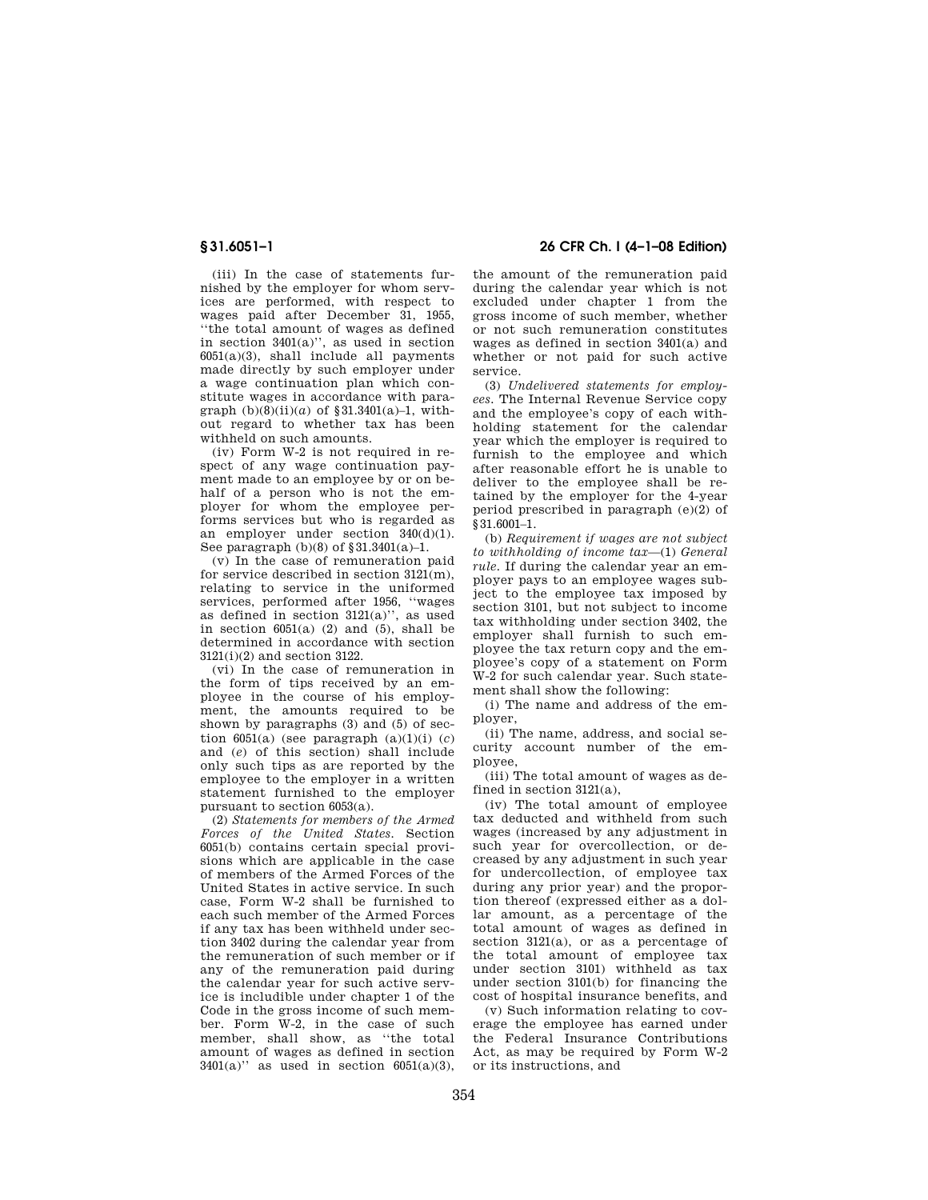(iii) In the case of statements furnished by the employer for whom services are performed, with respect to wages paid after December 31, 1955, ''the total amount of wages as defined in section 3401(a)'', as used in section 6051(a)(3), shall include all payments made directly by such employer under a wage continuation plan which constitute wages in accordance with paragraph (b)(8)(ii)(*a*) of §31.3401(a)–1, without regard to whether tax has been withheld on such amounts.

(iv) Form W-2 is not required in respect of any wage continuation payment made to an employee by or on behalf of a person who is not the employer for whom the employee performs services but who is regarded as an employer under section 340(d)(1). See paragraph (b)(8) of §31.3401(a)–1.

(v) In the case of remuneration paid for service described in section 3121(m), relating to service in the uniformed services, performed after 1956, ''wages as defined in section 3121(a)'', as used in section 6051(a) (2) and (5), shall be determined in accordance with section 3121(i)(2) and section 3122.

(vi) In the case of remuneration in the form of tips received by an employee in the course of his employment, the amounts required to be shown by paragraphs (3) and (5) of section 6051(a) (see paragraph (a)(1)(i) (*c*) and (*e*) of this section) shall include only such tips as are reported by the employee to the employer in a written statement furnished to the employer pursuant to section 6053(a).

(2) *Statements for members of the Armed Forces of the United States.* Section 6051(b) contains certain special provisions which are applicable in the case of members of the Armed Forces of the United States in active service. In such case, Form W-2 shall be furnished to each such member of the Armed Forces if any tax has been withheld under section 3402 during the calendar year from the remuneration of such member or if any of the remuneration paid during the calendar year for such active service is includible under chapter 1 of the Code in the gross income of such member. Form W-2, in the case of such member, shall show, as ''the total amount of wages as defined in section 3401(a)'' as used in section 6051(a)(3), the amount of the remuneration paid during the calendar year which is not excluded under chapter 1 from the gross income of such member, whether or not such remuneration constitutes wages as defined in section 3401(a) and whether or not paid for such active service.

(3) *Undelivered statements for employees.* The Internal Revenue Service copy and the employee's copy of each withholding statement for the calendar year which the employer is required to furnish to the employee and which after reasonable effort he is unable to deliver to the employee shall be retained by the employer for the 4-year period prescribed in paragraph (e)(2) of §31.6001–1.

(b) *Requirement if wages are not subject to withholding of income tax*—(1) *General rule.* If during the calendar year an employer pays to an employee wages subject to the employee tax imposed by section 3101, but not subject to income tax withholding under section 3402, the employer shall furnish to such employee the tax return copy and the employee's copy of a statement on Form W-2 for such calendar year. Such statement shall show the following:

(i) The name and address of the employer,

(ii) The name, address, and social security account number of the employee,

(iii) The total amount of wages as defined in section 3121(a),

(iv) The total amount of employee tax deducted and withheld from such wages (increased by any adjustment in such year for overcollection, or decreased by any adjustment in such year for undercollection, of employee tax during any prior year) and the proportion thereof (expressed either as a dollar amount, as a percentage of the total amount of wages as defined in section 3121(a), or as a percentage of the total amount of employee tax under section 3101) withheld as tax under section 3101(b) for financing the cost of hospital insurance benefits, and

(v) Such information relating to coverage the employee has earned under the Federal Insurance Contributions Act, as may be required by Form W-2 or its instructions, and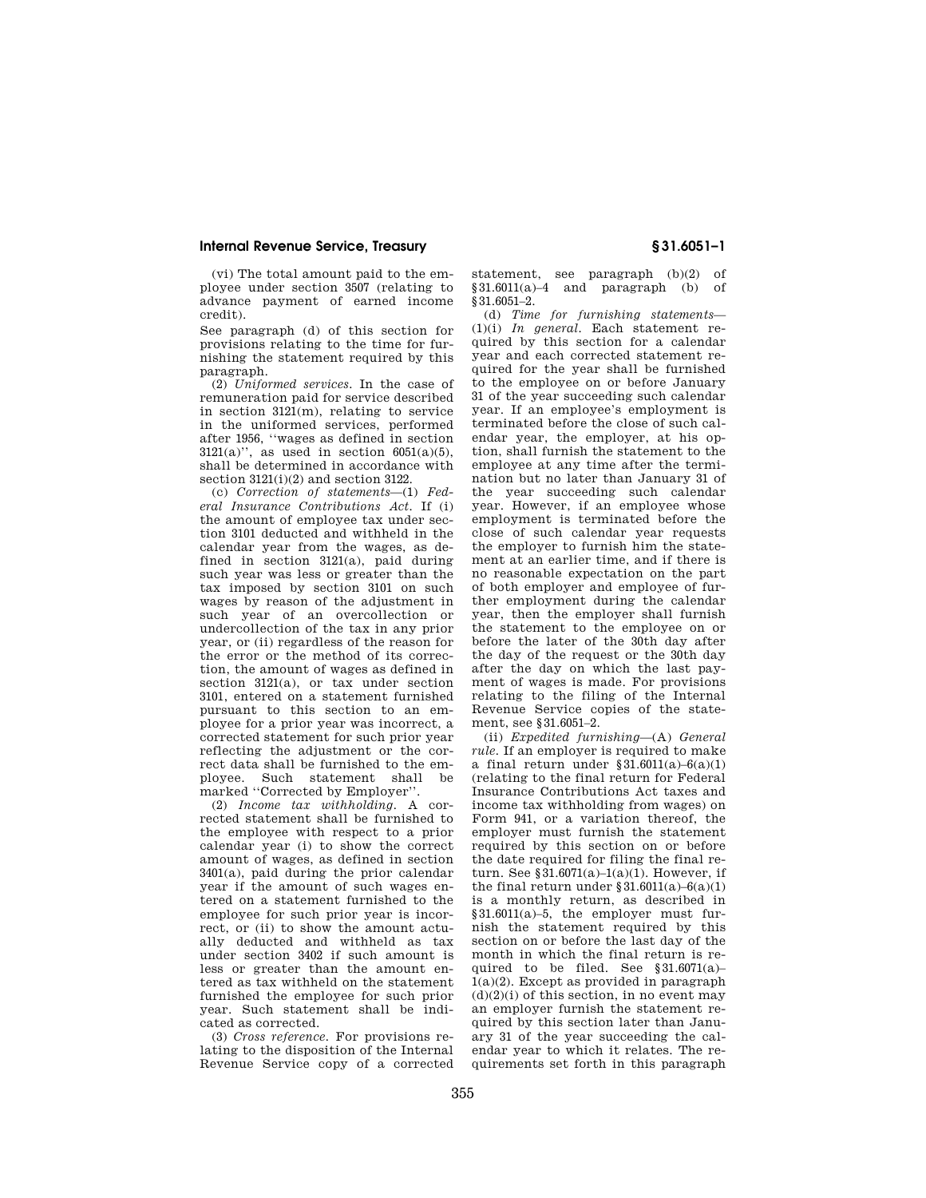(vi) The total amount paid to the employee under section 3507 (relating to advance payment of earned income credit).

See paragraph (d) of this section for provisions relating to the time for furnishing the statement required by this paragraph.

(2) *Uniformed services.* In the case of remuneration paid for service described in section 3121(m), relating to service in the uniformed services, performed after 1956, ''wages as defined in section 3121(a)'', as used in section 6051(a)(5), shall be determined in accordance with section 3121(i)(2) and section 3122.

(c) *Correction of statements*—(1) *Federal Insurance Contributions Act.* If (i) the amount of employee tax under section 3101 deducted and withheld in the calendar year from the wages, as defined in section 3121(a), paid during such year was less or greater than the tax imposed by section 3101 on such wages by reason of the adjustment in such year of an overcollection or undercollection of the tax in any prior year, or (ii) regardless of the reason for the error or the method of its correction, the amount of wages as defined in section 3121(a), or tax under section 3101, entered on a statement furnished pursuant to this section to an employee for a prior year was incorrect, a corrected statement for such prior year reflecting the adjustment or the correct data shall be furnished to the employee. Such statement shall be marked ''Corrected by Employer''.

(2) *Income tax withholding.* A corrected statement shall be furnished to the employee with respect to a prior calendar year (i) to show the correct amount of wages, as defined in section 3401(a), paid during the prior calendar year if the amount of such wages entered on a statement furnished to the employee for such prior year is incorrect, or (ii) to show the amount actually deducted and withheld as tax under section 3402 if such amount is less or greater than the amount entered as tax withheld on the statement furnished the employee for such prior year. Such statement shall be indicated as corrected.

(3) *Cross reference.* For provisions relating to the disposition of the Internal Revenue Service copy of a corrected statement, see paragraph (b)(2) of §31.6011(a)–4 and paragraph (b) of §31.6051–2.

(d) *Time for furnishing statements*—(1)(i) *In general.* Each statement required by this section for a calendar year and each corrected statement required for the year shall be furnished to the employee on or before January 31 of the year succeeding such calendar year. If an employee's employment is terminated before the close of such calendar year, the employer, at his option, shall furnish the statement to the employee at any time after the termination but no later than January 31 of the year succeeding such calendar year. However, if an employee whose employment is terminated before the close of such calendar year requests the employer to furnish him the statement at an earlier time, and if there is no reasonable expectation on the part of both employer and employee of further employment during the calendar year, then the employer shall furnish the statement to the employee on or before the later of the 30th day after the day of the request or the 30th day after the day on which the last payment of wages is made. For provisions relating to the filing of the Internal Revenue Service copies of the statement, see §31.6051–2.

(ii) *Expedited furnishing*—(A) *General rule.* If an employer is required to make a final return under §31.6011(a)–6(a)(1) (relating to the final return for Federal Insurance Contributions Act taxes and income tax withholding from wages) on Form 941, or a variation thereof, the employer must furnish the statement required by this section on or before the date required for filing the final return. See §31.6071(a)–1(a)(1). However, if the final return under §31.6011(a)–6(a)(1) is a monthly return, as described in §31.6011(a)–5, the employer must furnish the statement required by this section on or before the last day of the month in which the final return is required to be filed. See §31.6071(a)–1(a)(2). Except as provided in paragraph (d)(2)(i) of this section, in no event may an employer furnish the statement required by this section later than January 31 of the year succeeding the calendar year to which it relates. The requirements set forth in this paragraph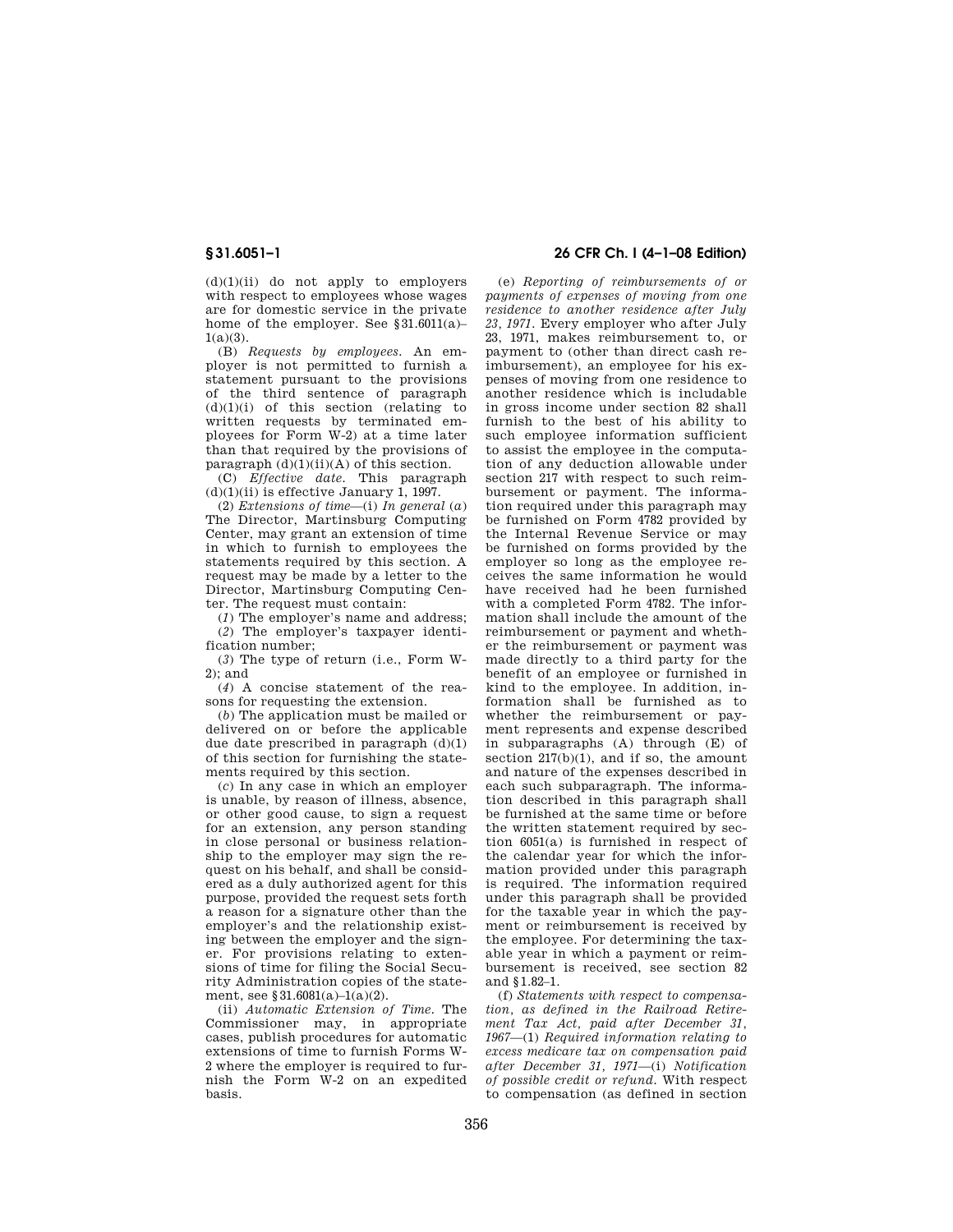(d)(1)(ii) do not apply to employers with respect to employees whose wages are for domestic service in the private home of the employer. See §31.6011(a)–1(a)(3).

(B) *Requests by employees.* An employer is not permitted to furnish a statement pursuant to the provisions of the third sentence of paragraph (d)(1)(i) of this section (relating to written requests by terminated employees for Form W-2) at a time later than that required by the provisions of paragraph (d)(1)(ii)(A) of this section.

(C) *Effective date.* This paragraph (d)(1)(ii) is effective January 1, 1997.

(2) *Extensions of time*—(i) *In general* (*a*) The Director, Martinsburg Computing Center, may grant an extension of time in which to furnish to employees the statements required by this section. A request may be made by a letter to the Director, Martinsburg Computing Center. The request must contain:

(*1*) The employer's name and address;

(*2*) The employer's taxpayer identification number;

(*3*) The type of return (i.e., Form W-2); and

(*4*) A concise statement of the reasons for requesting the extension.

(*b*) The application must be mailed or delivered on or before the applicable due date prescribed in paragraph (d)(1) of this section for furnishing the statements required by this section.

(*c*) In any case in which an employer is unable, by reason of illness, absence, or other good cause, to sign a request for an extension, any person standing in close personal or business relationship to the employer may sign the request on his behalf, and shall be considered as a duly authorized agent for this purpose, provided the request sets forth a reason for a signature other than the employer's and the relationship existing between the employer and the signer. For provisions relating to extensions of time for filing the Social Security Administration copies of the statement, see §31.6081(a)–1(a)(2).

(ii) *Automatic Extension of Time.* The Commissioner may, in appropriate cases, publish procedures for automatic extensions of time to furnish Forms W-2 where the employer is required to furnish the Form W-2 on an expedited basis.

(e) *Reporting of reimbursements of or payments of expenses of moving from one residence to another residence after July 23, 1971.* Every employer who after July 23, 1971, makes reimbursement to, or payment to (other than direct cash reimbursement), an employee for his expenses of moving from one residence to another residence which is includable in gross income under section 82 shall furnish to the best of his ability to such employee information sufficient to assist the employee in the computation of any deduction allowable under section 217 with respect to such reimbursement or payment. The information required under this paragraph may be furnished on Form 4782 provided by the Internal Revenue Service or may be furnished on forms provided by the employer so long as the employee receives the same information he would have received had he been furnished with a completed Form 4782. The information shall include the amount of the reimbursement or payment and whether the reimbursement or payment was made directly to a third party for the benefit of an employee or furnished in kind to the employee. In addition, information shall be furnished as to whether the reimbursement or payment represents and expense described in subparagraphs (A) through (E) of section 217(b)(1), and if so, the amount and nature of the expenses described in each such subparagraph. The information described in this paragraph shall be furnished at the same time or before the written statement required by section 6051(a) is furnished in respect of the calendar year for which the information provided under this paragraph is required. The information required under this paragraph shall be provided for the taxable year in which the payment or reimbursement is received by the employee. For determining the taxable year in which a payment or reimbursement is received, see section 82 and §1.82–1.

(f) *Statements with respect to compensation, as defined in the Railroad Retirement Tax Act, paid after December 31, 1967*—(1) *Required information relating to excess medicare tax on compensation paid after December 31, 1971*—(i) *Notification of possible credit or refund.* With respect to compensation (as defined in section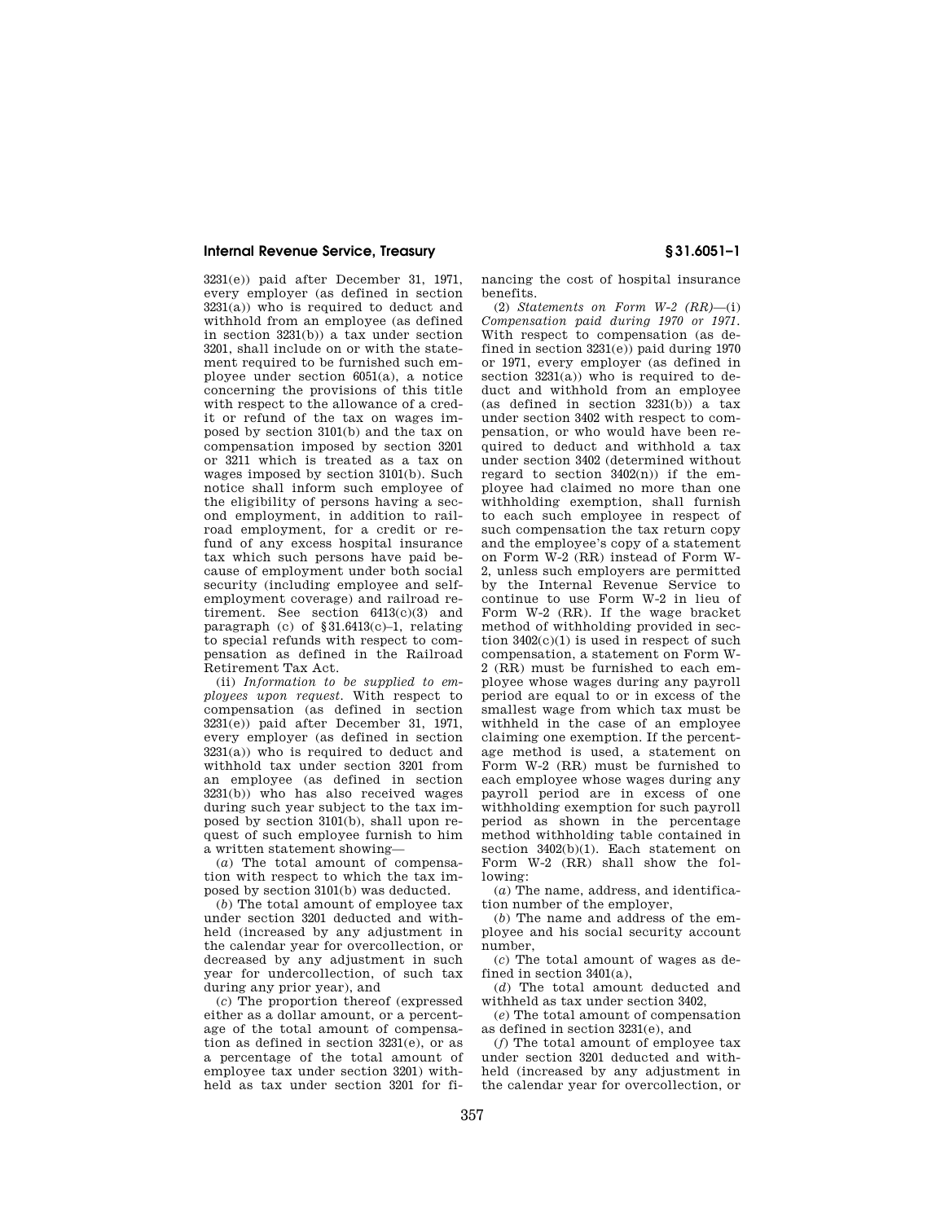3231(e)) paid after December 31, 1971, every employer (as defined in section 3231(a)) who is required to deduct and withhold from an employee (as defined in section 3231(b)) a tax under section 3201, shall include on or with the statement required to be furnished such employee under section 6051(a), a notice concerning the provisions of this title with respect to the allowance of a credit or refund of the tax on wages imposed by section 3101(b) and the tax on compensation imposed by section 3201 or 3211 which is treated as a tax on wages imposed by section 3101(b). Such notice shall inform such employee of the eligibility of persons having a second employment, in addition to railroad employment, for a credit or refund of any excess hospital insurance tax which such persons have paid because of employment under both social security (including employee and self-employment coverage) and railroad retirement. See section 6413(c)(3) and paragraph (c) of §31.6413(c)–1, relating to special refunds with respect to compensation as defined in the Railroad Retirement Tax Act.

(ii) *Information to be supplied to employees upon request.* With respect to compensation (as defined in section 3231(e)) paid after December 31, 1971, every employer (as defined in section 3231(a)) who is required to deduct and withhold tax under section 3201 from an employee (as defined in section 3231(b)) who has also received wages during such year subject to the tax imposed by section 3101(b), shall upon request of such employee furnish to him a written statement showing—

(*a*) The total amount of compensation with respect to which the tax imposed by section 3101(b) was deducted.

(*b*) The total amount of employee tax under section 3201 deducted and withheld (increased by any adjustment in the calendar year for overcollection, or decreased by any adjustment in such year for undercollection, of such tax during any prior year), and

(*c*) The proportion thereof (expressed either as a dollar amount, or a percentage of the total amount of compensation as defined in section 3231(e), or as a percentage of the total amount of employee tax under section 3201) withheld as tax under section 3201 for financing the cost of hospital insurance benefits.

(2) *Statements on Form W-2 (RR)*—(i) *Compensation paid during 1970 or 1971.* With respect to compensation (as defined in section 3231(e)) paid during 1970 or 1971, every employer (as defined in section 3231(a)) who is required to deduct and withhold from an employee (as defined in section 3231(b)) a tax under section 3402 with respect to compensation, or who would have been required to deduct and withhold a tax under section 3402 (determined without regard to section 3402(n)) if the employee had claimed no more than one withholding exemption, shall furnish to each such employee in respect of such compensation the tax return copy and the employee's copy of a statement on Form W-2 (RR) instead of Form W-2, unless such employers are permitted by the Internal Revenue Service to continue to use Form W-2 in lieu of Form W-2 (RR). If the wage bracket method of withholding provided in section 3402(c)(1) is used in respect of such compensation, a statement on Form W-2 (RR) must be furnished to each employee whose wages during any payroll period are equal to or in excess of the smallest wage from which tax must be withheld in the case of an employee claiming one exemption. If the percentage method is used, a statement on Form W-2 (RR) must be furnished to each employee whose wages during any payroll period are in excess of one withholding exemption for such payroll period as shown in the percentage method withholding table contained in section 3402(b)(1). Each statement on Form W-2 (RR) shall show the following:

(*a*) The name, address, and identification number of the employer,

(*b*) The name and address of the employee and his social security account number,

(*c*) The total amount of wages as defined in section 3401(a),

(*d*) The total amount deducted and withheld as tax under section 3402,

(*e*) The total amount of compensation as defined in section 3231(e), and

(*f*) The total amount of employee tax under section 3201 deducted and withheld (increased by any adjustment in the calendar year for overcollection, or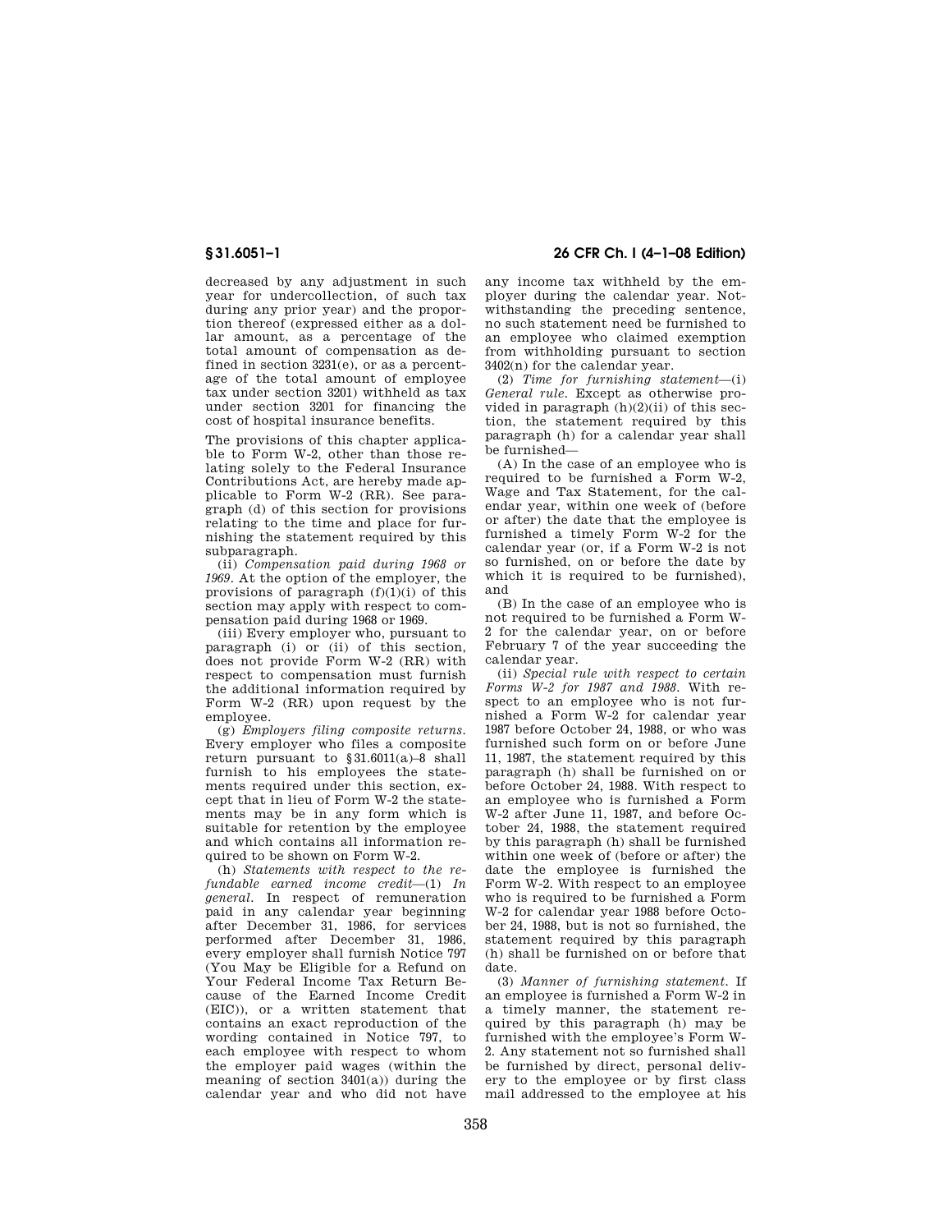decreased by any adjustment in such year for undercollection, of such tax during any prior year) and the proportion thereof (expressed either as a dollar amount, as a percentage of the total amount of compensation as defined in section 3231(e), or as a percentage of the total amount of employee tax under section 3201) withheld as tax under section 3201 for financing the cost of hospital insurance benefits.

The provisions of this chapter applicable to Form W-2, other than those relating solely to the Federal Insurance Contributions Act, are hereby made applicable to Form W-2 (RR). See paragraph (d) of this section for provisions relating to the time and place for furnishing the statement required by this subparagraph.

(ii) *Compensation paid during 1968 or 1969.* At the option of the employer, the provisions of paragraph (f)(1)(i) of this section may apply with respect to compensation paid during 1968 or 1969.

(iii) Every employer who, pursuant to paragraph (i) or (ii) of this section, does not provide Form W-2 (RR) with respect to compensation must furnish the additional information required by Form W-2 (RR) upon request by the employee.

(g) *Employers filing composite returns.* Every employer who files a composite return pursuant to §31.6011(a)–8 shall furnish to his employees the statements required under this section, except that in lieu of Form W-2 the statements may be in any form which is suitable for retention by the employee and which contains all information required to be shown on Form W-2.

(h) *Statements with respect to the refundable earned income credit*—(1) *In general.* In respect of remuneration paid in any calendar year beginning after December 31, 1986, for services performed after December 31, 1986, every employer shall furnish Notice 797 (You May be Eligible for a Refund on Your Federal Income Tax Return Because of the Earned Income Credit (EIC)), or a written statement that contains an exact reproduction of the wording contained in Notice 797, to each employee with respect to whom the employer paid wages (within the meaning of section 3401(a)) during the calendar year and who did not have any income tax withheld by the employer during the calendar year. Notwithstanding the preceding sentence, no such statement need be furnished to an employee who claimed exemption from withholding pursuant to section 3402(n) for the calendar year.

(2) *Time for furnishing statement*—(i) *General rule.* Except as otherwise provided in paragraph (h)(2)(ii) of this section, the statement required by this paragraph (h) for a calendar year shall be furnished—

(A) In the case of an employee who is required to be furnished a Form W-2, Wage and Tax Statement, for the calendar year, within one week of (before or after) the date that the employee is furnished a timely Form W-2 for the calendar year (or, if a Form W-2 is not so furnished, on or before the date by which it is required to be furnished), and

(B) In the case of an employee who is not required to be furnished a Form W-2 for the calendar year, on or before February 7 of the year succeeding the calendar year.

(ii) *Special rule with respect to certain Forms W-2 for 1987 and 1988.* With respect to an employee who is not furnished a Form W-2 for calendar year 1987 before October 24, 1988, or who was furnished such form on or before June 11, 1987, the statement required by this paragraph (h) shall be furnished on or before October 24, 1988. With respect to an employee who is furnished a Form W-2 after June 11, 1987, and before October 24, 1988, the statement required by this paragraph (h) shall be furnished within one week of (before or after) the date the employee is furnished the Form W-2. With respect to an employee who is required to be furnished a Form W-2 for calendar year 1988 before October 24, 1988, but is not so furnished, the statement required by this paragraph (h) shall be furnished on or before that date.

(3) *Manner of furnishing statement.* If an employee is furnished a Form W-2 in a timely manner, the statement required by this paragraph (h) may be furnished with the employee's Form W-2. Any statement not so furnished shall be furnished by direct, personal delivery to the employee or by first class mail addressed to the employee at his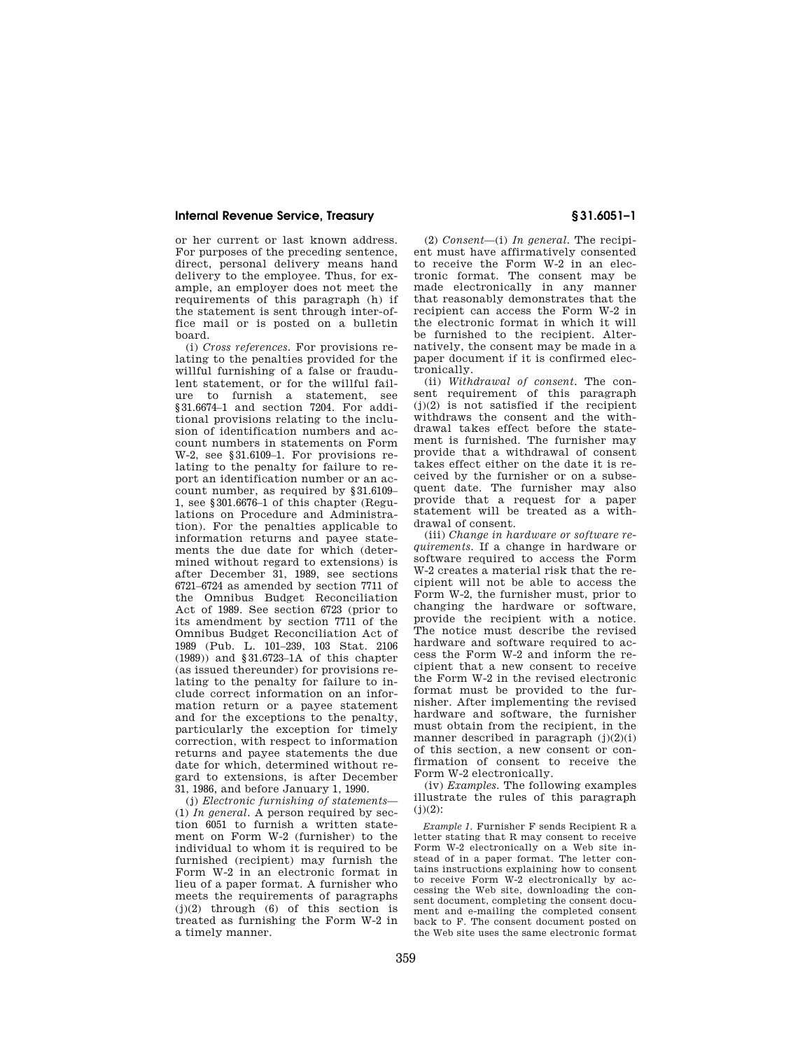or her current or last known address. For purposes of the preceding sentence, direct, personal delivery means hand delivery to the employee. Thus, for example, an employer does not meet the requirements of this paragraph (h) if the statement is sent through inter-office mail or is posted on a bulletin board.

(i) *Cross references.* For provisions relating to the penalties provided for the willful furnishing of a false or fraudulent statement, or for the willful failure to furnish a statement, see §31.6674–1 and section 7204. For additional provisions relating to the inclusion of identification numbers and account numbers in statements on Form W-2, see §31.6109–1. For provisions relating to the penalty for failure to report an identification number or an account number, as required by §31.6109–1, see §301.6676–1 of this chapter (Regulations on Procedure and Administration). For the penalties applicable to information returns and payee statements the due date for which (determined without regard to extensions) is after December 31, 1989, see sections 6721–6724 as amended by section 7711 of the Omnibus Budget Reconciliation Act of 1989. See section 6723 (prior to its amendment by section 7711 of the Omnibus Budget Reconciliation Act of 1989 (Pub. L. 101–239, 103 Stat. 2106 (1989)) and §31.6723–1A of this chapter (as issued thereunder) for provisions relating to the penalty for failure to include correct information on an information return or a payee statement and for the exceptions to the penalty, particularly the exception for timely correction, with respect to information returns and payee statements the due date for which, determined without regard to extensions, is after December 31, 1986, and before January 1, 1990.

(j) *Electronic furnishing of statements*—(1) *In general.* A person required by section 6051 to furnish a written statement on Form W-2 (furnisher) to the individual to whom it is required to be furnished (recipient) may furnish the Form W-2 in an electronic format in lieu of a paper format. A furnisher who meets the requirements of paragraphs (j)(2) through (6) of this section is treated as furnishing the Form W-2 in a timely manner.

(2) *Consent*—(i) *In general.* The recipient must have affirmatively consented to receive the Form W-2 in an electronic format. The consent may be made electronically in any manner that reasonably demonstrates that the recipient can access the Form W-2 in the electronic format in which it will be furnished to the recipient. Alternatively, the consent may be made in a paper document if it is confirmed electronically.

(ii) *Withdrawal of consent.* The consent requirement of this paragraph (j)(2) is not satisfied if the recipient withdraws the consent and the withdrawal takes effect before the statement is furnished. The furnisher may provide that a withdrawal of consent takes effect either on the date it is received by the furnisher or on a subsequent date. The furnisher may also provide that a request for a paper statement will be treated as a withdrawal of consent.

(iii) *Change in hardware or software requirements.* If a change in hardware or software required to access the Form W-2 creates a material risk that the recipient will not be able to access the Form W-2, the furnisher must, prior to changing the hardware or software, provide the recipient with a notice. The notice must describe the revised hardware and software required to access the Form W-2 and inform the recipient that a new consent to receive the Form W-2 in the revised electronic format must be provided to the furnisher. After implementing the revised hardware and software, the furnisher must obtain from the recipient, in the manner described in paragraph (j)(2)(i) of this section, a new consent or confirmation of consent to receive the Form W-2 electronically.

(iv) *Examples.* The following examples illustrate the rules of this paragraph (j)(2):

*Example 1.* Furnisher F sends Recipient R a letter stating that R may consent to receive Form W-2 electronically on a Web site instead of in a paper format. The letter contains instructions explaining how to consent to receive Form W-2 electronically by accessing the Web site, downloading the consent document, completing the consent document and e-mailing the completed consent back to F. The consent document posted on the Web site uses the same electronic format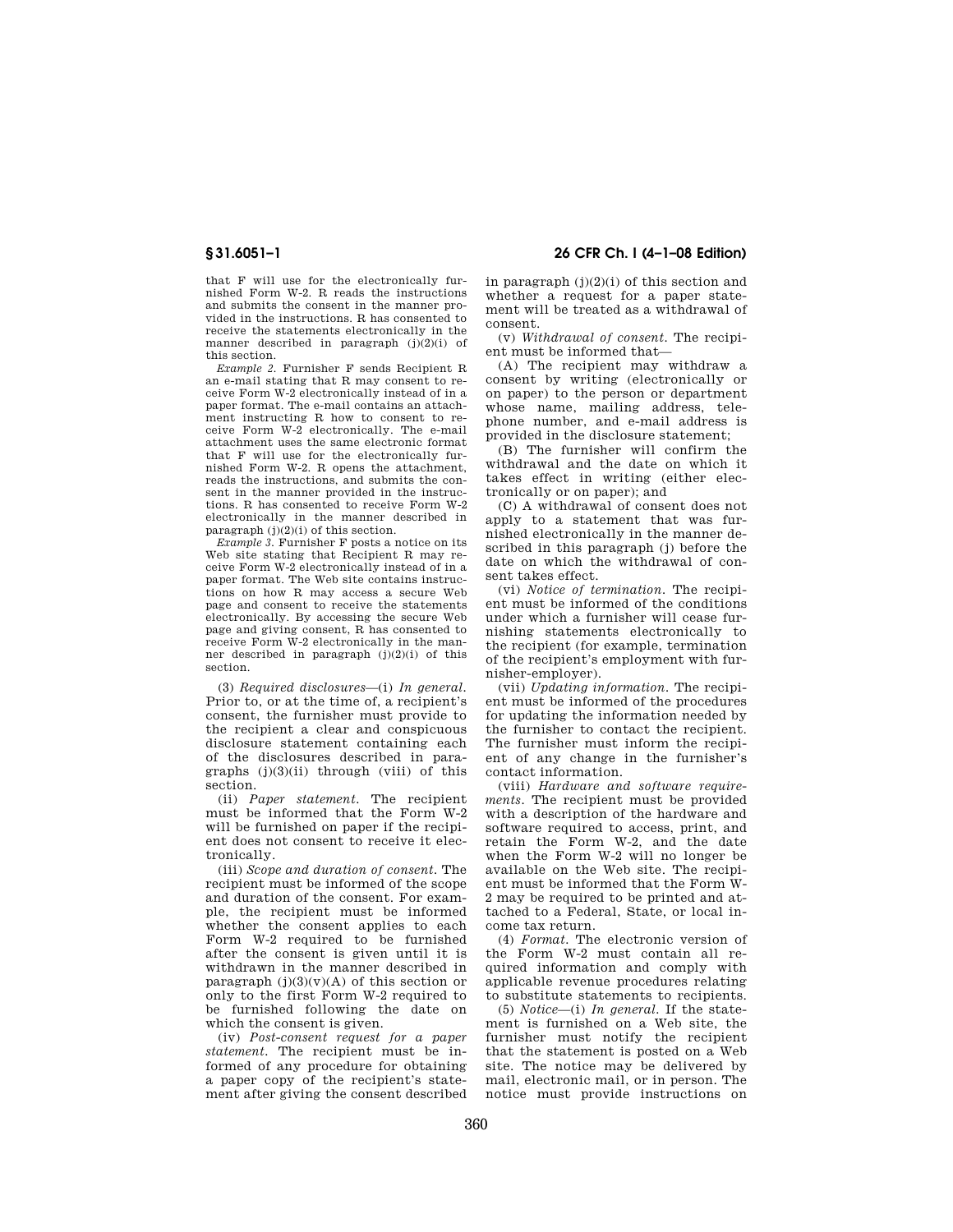that F will use for the electronically furnished Form W-2. R reads the instructions and submits the consent in the manner provided in the instructions. R has consented to receive the statements electronically in the manner described in paragraph (j)(2)(i) of this section.

*Example 2.* Furnisher F sends Recipient R an e-mail stating that R may consent to receive Form W-2 electronically instead of in a paper format. The e-mail contains an attachment instructing R how to consent to receive Form W-2 electronically. The e-mail attachment uses the same electronic format that F will use for the electronically furnished Form W-2. R opens the attachment, reads the instructions, and submits the consent in the manner provided in the instructions. R has consented to receive Form W-2 electronically in the manner described in paragraph (j)(2)(i) of this section.

*Example 3.* Furnisher F posts a notice on its Web site stating that Recipient R may receive Form W-2 electronically instead of in a paper format. The Web site contains instructions on how R may access a secure Web page and consent to receive the statements electronically. By accessing the secure Web page and giving consent, R has consented to receive Form W-2 electronically in the manner described in paragraph (j)(2)(i) of this section.

(3) *Required disclosures*—(i) *In general.* Prior to, or at the time of, a recipient's consent, the furnisher must provide to the recipient a clear and conspicuous disclosure statement containing each of the disclosures described in paragraphs (j)(3)(ii) through (viii) of this section.

(ii) *Paper statement.* The recipient must be informed that the Form W-2 will be furnished on paper if the recipient does not consent to receive it electronically.

(iii) *Scope and duration of consent.* The recipient must be informed of the scope and duration of the consent. For example, the recipient must be informed whether the consent applies to each Form W-2 required to be furnished after the consent is given until it is withdrawn in the manner described in paragraph (j)(3)(v)(A) of this section or only to the first Form W-2 required to be furnished following the date on which the consent is given.

(iv) *Post-consent request for a paper statement.* The recipient must be informed of any procedure for obtaining a paper copy of the recipient's statement after giving the consent described in paragraph (j)(2)(i) of this section and whether a request for a paper statement will be treated as a withdrawal of consent.

(v) *Withdrawal of consent.* The recipient must be informed that—

(A) The recipient may withdraw a consent by writing (electronically or on paper) to the person or department whose name, mailing address, telephone number, and e-mail address is provided in the disclosure statement;

(B) The furnisher will confirm the withdrawal and the date on which it takes effect in writing (either electronically or on paper); and

(C) A withdrawal of consent does not apply to a statement that was furnished electronically in the manner described in this paragraph (j) before the date on which the withdrawal of consent takes effect.

(vi) *Notice of termination.* The recipient must be informed of the conditions under which a furnisher will cease furnishing statements electronically to the recipient (for example, termination of the recipient's employment with furnisher-employer).

(vii) *Updating information.* The recipient must be informed of the procedures for updating the information needed by the furnisher to contact the recipient. The furnisher must inform the recipient of any change in the furnisher's contact information.

(viii) *Hardware and software requirements.* The recipient must be provided with a description of the hardware and software required to access, print, and retain the Form W-2, and the date when the Form W-2 will no longer be available on the Web site. The recipient must be informed that the Form W-2 may be required to be printed and attached to a Federal, State, or local income tax return.

(4) *Format.* The electronic version of the Form W-2 must contain all required information and comply with applicable revenue procedures relating to substitute statements to recipients.

(5) *Notice*—(i) *In general.* If the statement is furnished on a Web site, the furnisher must notify the recipient that the statement is posted on a Web site. The notice may be delivered by mail, electronic mail, or in person. The notice must provide instructions on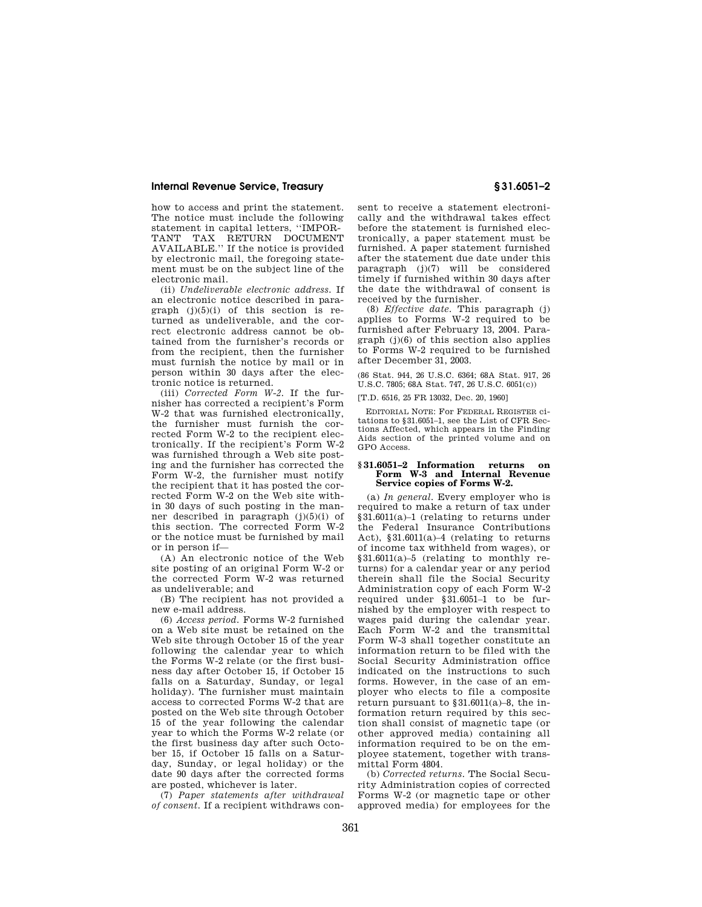how to access and print the statement. The notice must include the following statement in capital letters, ''IMPORTANT TAX RETURN DOCUMENT AVAILABLE.'' If the notice is provided by electronic mail, the foregoing statement must be on the subject line of the electronic mail.

(ii) *Undeliverable electronic address.* If an electronic notice described in paragraph (j)(5)(i) of this section is returned as undeliverable, and the correct electronic address cannot be obtained from the furnisher's records or from the recipient, then the furnisher must furnish the notice by mail or in person within 30 days after the electronic notice is returned.

(iii) *Corrected Form W-2.* If the furnisher has corrected a recipient's Form W-2 that was furnished electronically, the furnisher must furnish the corrected Form W-2 to the recipient electronically. If the recipient's Form W-2 was furnished through a Web site posting and the furnisher has corrected the Form W-2, the furnisher must notify the recipient that it has posted the corrected Form W-2 on the Web site within 30 days of such posting in the manner described in paragraph (j)(5)(i) of this section. The corrected Form W-2 or the notice must be furnished by mail or in person if—

(A) An electronic notice of the Web site posting of an original Form W-2 or the corrected Form W-2 was returned as undeliverable; and

(B) The recipient has not provided a new e-mail address.

(6) *Access period.* Forms W-2 furnished on a Web site must be retained on the Web site through October 15 of the year following the calendar year to which the Forms W-2 relate (or the first business day after October 15, if October 15 falls on a Saturday, Sunday, or legal holiday). The furnisher must maintain access to corrected Forms W-2 that are posted on the Web site through October 15 of the year following the calendar year to which the Forms W-2 relate (or the first business day after such October 15, if October 15 falls on a Saturday, Sunday, or legal holiday) or the date 90 days after the corrected forms are posted, whichever is later.

(7) *Paper statements after withdrawal of consent.* If a recipient withdraws consent to receive a statement electronically and the withdrawal takes effect before the statement is furnished electronically, a paper statement must be furnished. A paper statement furnished after the statement due date under this paragraph (j)(7) will be considered timely if furnished within 30 days after the date the withdrawal of consent is received by the furnisher.

(8) *Effective date.* This paragraph (j) applies to Forms W-2 required to be furnished after February 13, 2004. Paragraph (j)(6) of this section also applies to Forms W-2 required to be furnished after December 31, 2003.

(86 Stat. 944, 26 U.S.C. 6364; 68A Stat. 917, 26 U.S.C. 7805; 68A Stat. 747, 26 U.S.C. 6051(c))

[T.D. 6516, 25 FR 13032, Dec. 20, 1960]

EDITORIAL NOTE: For FEDERAL REGISTER citations to §31.6051–1, see the List of CFR Sections Affected, which appears in the Finding Aids section of the printed volume and on GPO Access.

### §31.6051–2 Information returns on Form W-3 and Internal Revenue Service copies of Forms W-2.

(a) *In general.* Every employer who is required to make a return of tax under §31.6011(a)–1 (relating to returns under the Federal Insurance Contributions Act), §31.6011(a)–4 (relating to returns of income tax withheld from wages), or §31.6011(a)–5 (relating to monthly returns) for a calendar year or any period therein shall file the Social Security Administration copy of each Form W-2 required under §31.6051–1 to be furnished by the employer with respect to wages paid during the calendar year. Each Form W-2 and the transmittal Form W-3 shall together constitute an information return to be filed with the Social Security Administration office indicated on the instructions to such forms. However, in the case of an employer who elects to file a composite return pursuant to §31.6011(a)–8, the information return required by this section shall consist of magnetic tape (or other approved media) containing all information required to be on the employee statement, together with transmittal Form 4804.

(b) *Corrected returns.* The Social Security Administration copies of corrected Forms W-2 (or magnetic tape or other approved media) for employees for the